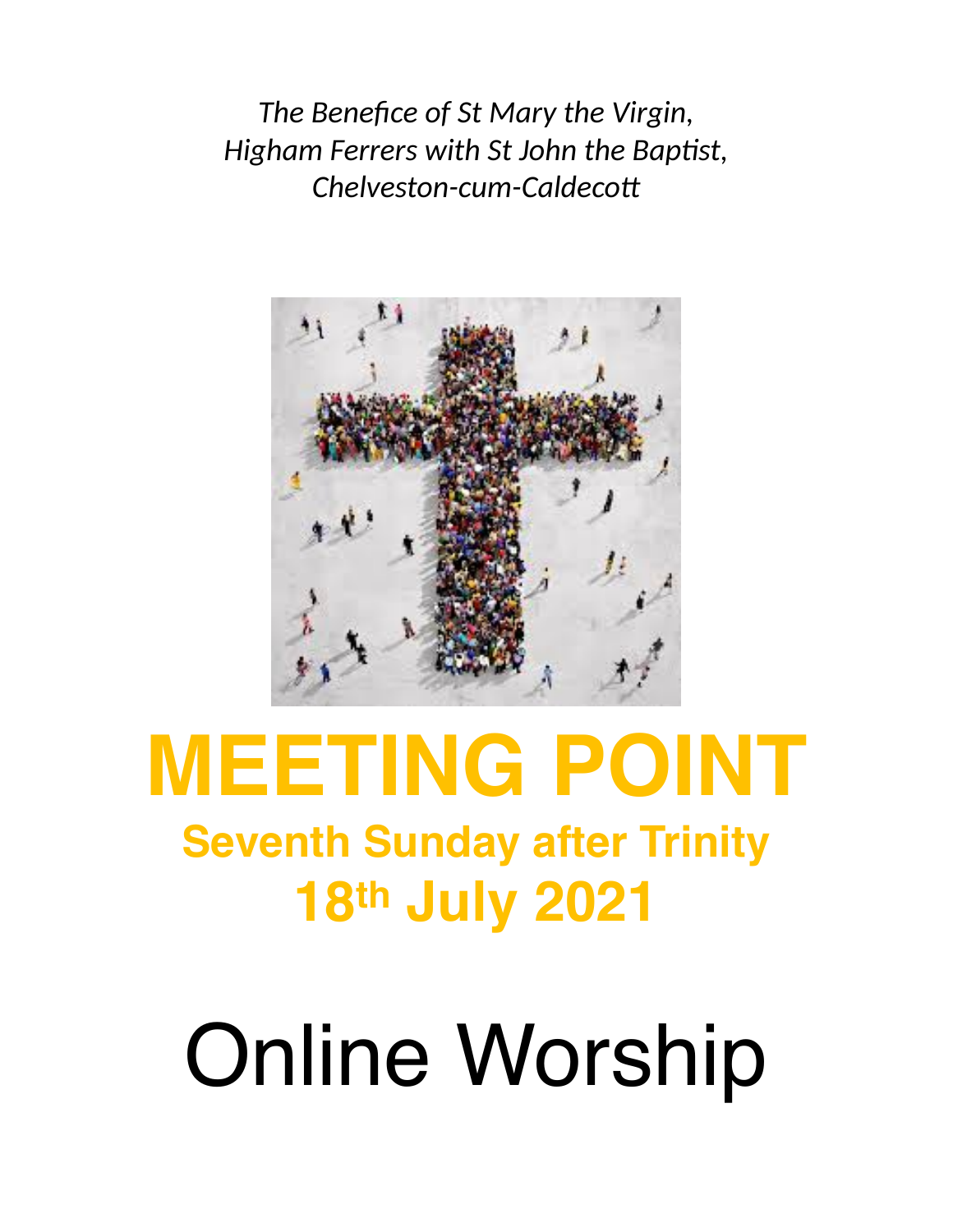*The Benefice of St Mary the Virgin,*
*Higham Ferrers with St John the Baptist,*
*Chelveston-cum-Caldecott*

# MEETING POINT

## Seventh Sunday after Trinity

## 18th July 2021

# Online Worship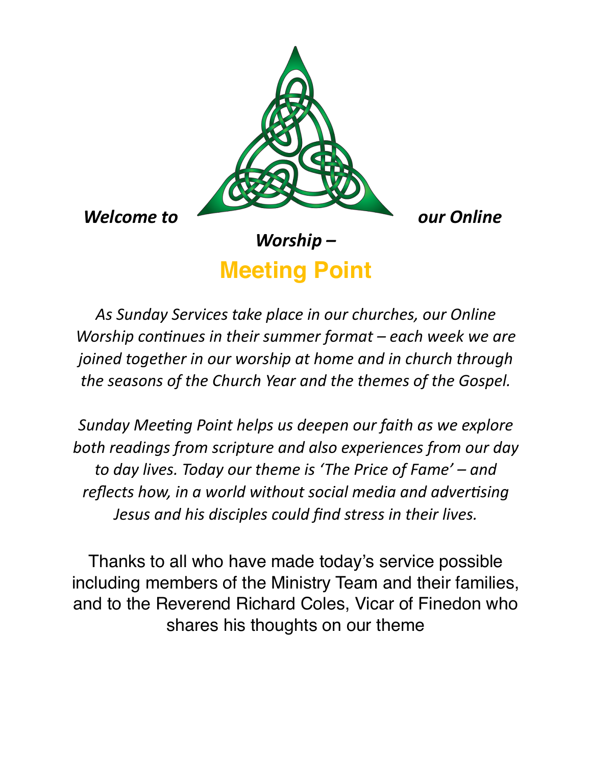***Welcome to our Online Worship –***

# Meeting Point

*As Sunday Services take place in our churches, our Online Worship continues in their summer format – each week we are joined together in our worship at home and in church through the seasons of the Church Year and the themes of the Gospel.*

*Sunday Meeting Point helps us deepen our faith as we explore both readings from scripture and also experiences from our day to day lives. Today our theme is 'The Price of Fame' – and reflects how, in a world without social media and advertising Jesus and his disciples could find stress in their lives.*

Thanks to all who have made today's service possible including members of the Ministry Team and their families, and to the Reverend Richard Coles, Vicar of Finedon who shares his thoughts on our theme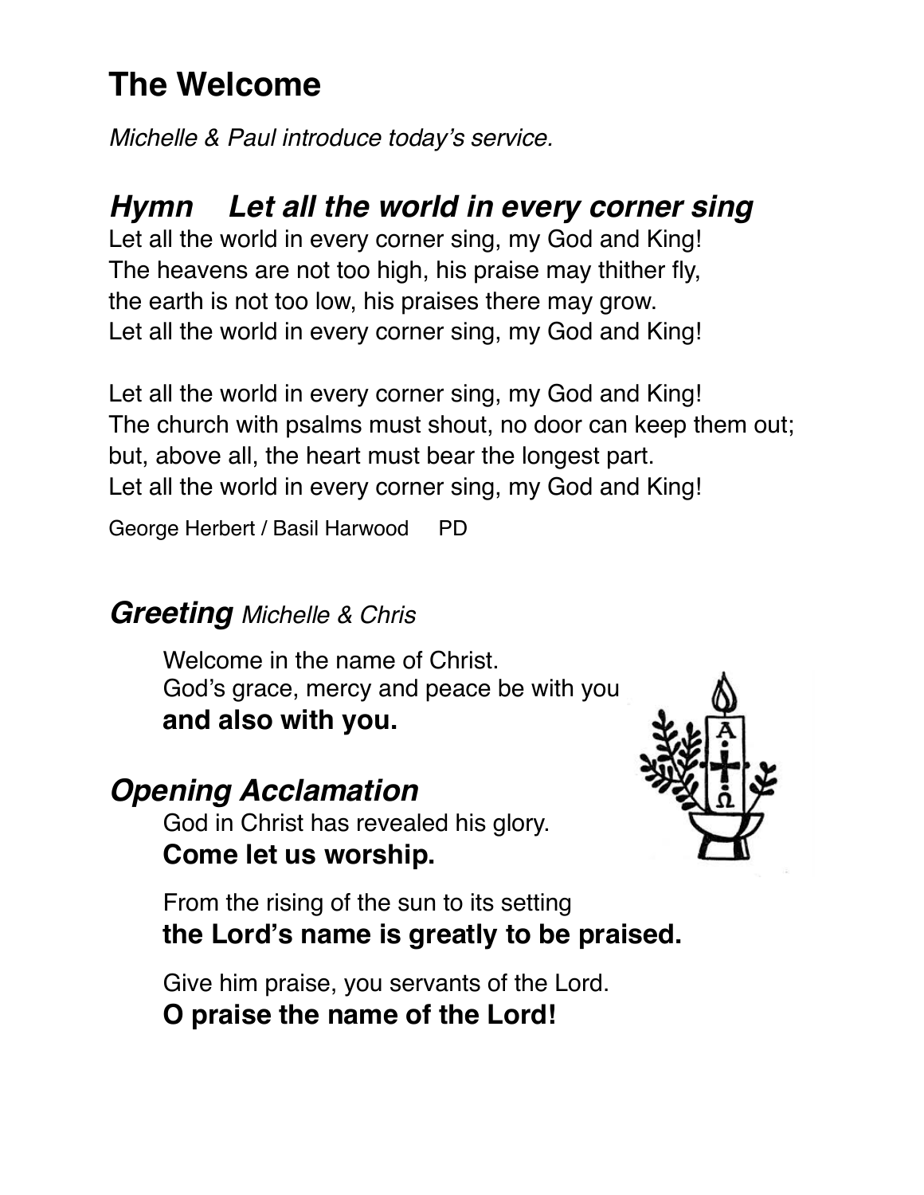# The Welcome

*Michelle & Paul introduce today's service.*

## *Hymn Let all the world in every corner sing*

Let all the world in every corner sing, my God and King!
The heavens are not too high, his praise may thither fly,
the earth is not too low, his praises there may grow.
Let all the world in every corner sing, my God and King!

Let all the world in every corner sing, my God and King!
The church with psalms must shout, no door can keep them out;
but, above all, the heart must bear the longest part.
Let all the world in every corner sing, my God and King!

George Herbert / Basil Harwood PD

## *Greeting* *Michelle & Chris*

Welcome in the name of Christ.
God's grace, mercy and peace be with you
**and also with you.**

## *Opening Acclamation*

God in Christ has revealed his glory.
**Come let us worship.**

From the rising of the sun to its setting
**the Lord's name is greatly to be praised.**

Give him praise, you servants of the Lord.
**O praise the name of the Lord!**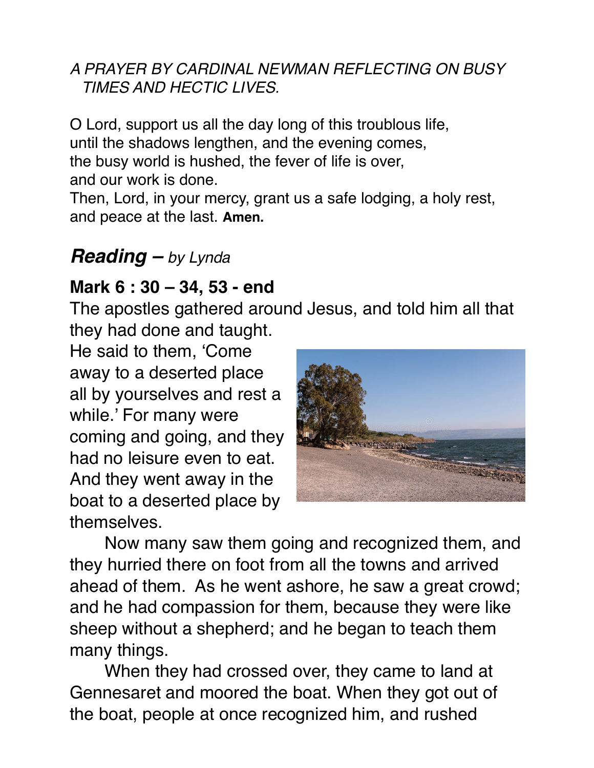*A PRAYER BY CARDINAL NEWMAN REFLECTING ON BUSY TIMES AND HECTIC LIVES.*

O Lord, support us all the day long of this troublous life,
until the shadows lengthen, and the evening comes,
the busy world is hushed, the fever of life is over,
and our work is done.
Then, Lord, in your mercy, grant us a safe lodging, a holy rest,
and peace at the last. **Amen.**

## ***Reading –*** *by Lynda*

### Mark 6 : 30 – 34, 53 - end

The apostles gathered around Jesus, and told him all that they had done and taught.
He said to them, 'Come away to a deserted place all by yourselves and rest a while.' For many were coming and going, and they had no leisure even to eat. And they went away in the boat to a deserted place by themselves.

Now many saw them going and recognized them, and they hurried there on foot from all the towns and arrived ahead of them. As he went ashore, he saw a great crowd; and he had compassion for them, because they were like sheep without a shepherd; and he began to teach them many things.

When they had crossed over, they came to land at Gennesaret and moored the boat. When they got out of the boat, people at once recognized him, and rushed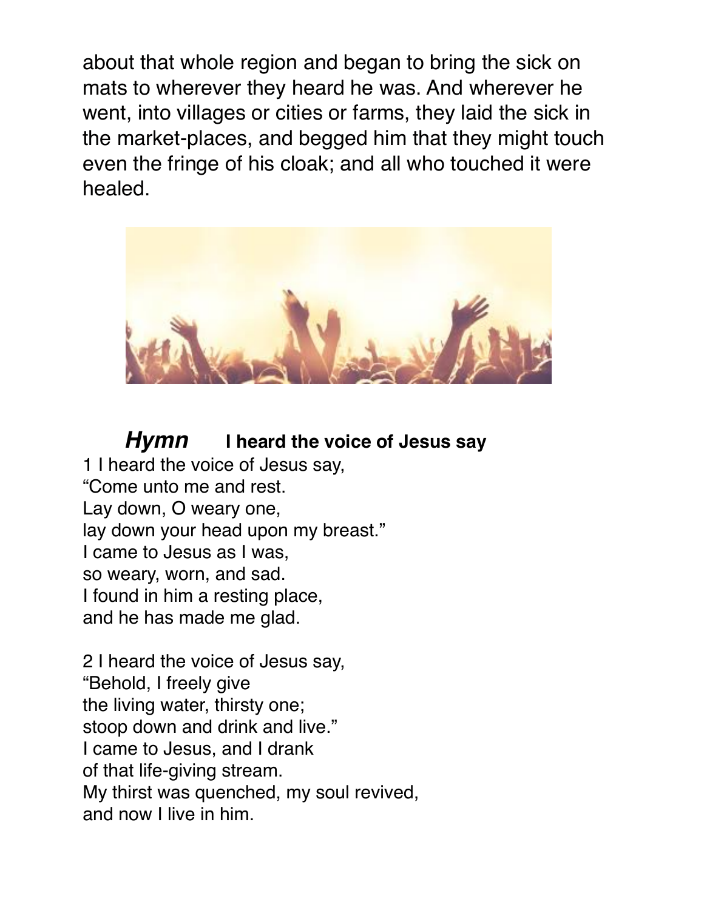about that whole region and began to bring the sick on mats to wherever they heard he was. And wherever he went, into villages or cities or farms, they laid the sick in the market-places, and begged him that they might touch even the fringe of his cloak; and all who touched it were healed.

### ***Hymn*** **I heard the voice of Jesus say**

1 I heard the voice of Jesus say,
"Come unto me and rest.
Lay down, O weary one,
lay down your head upon my breast."
I came to Jesus as I was,
so weary, worn, and sad.
I found in him a resting place,
and he has made me glad.

2 I heard the voice of Jesus say,
"Behold, I freely give
the living water, thirsty one;
stoop down and drink and live."
I came to Jesus, and I drank
of that life-giving stream.
My thirst was quenched, my soul revived,
and now I live in him.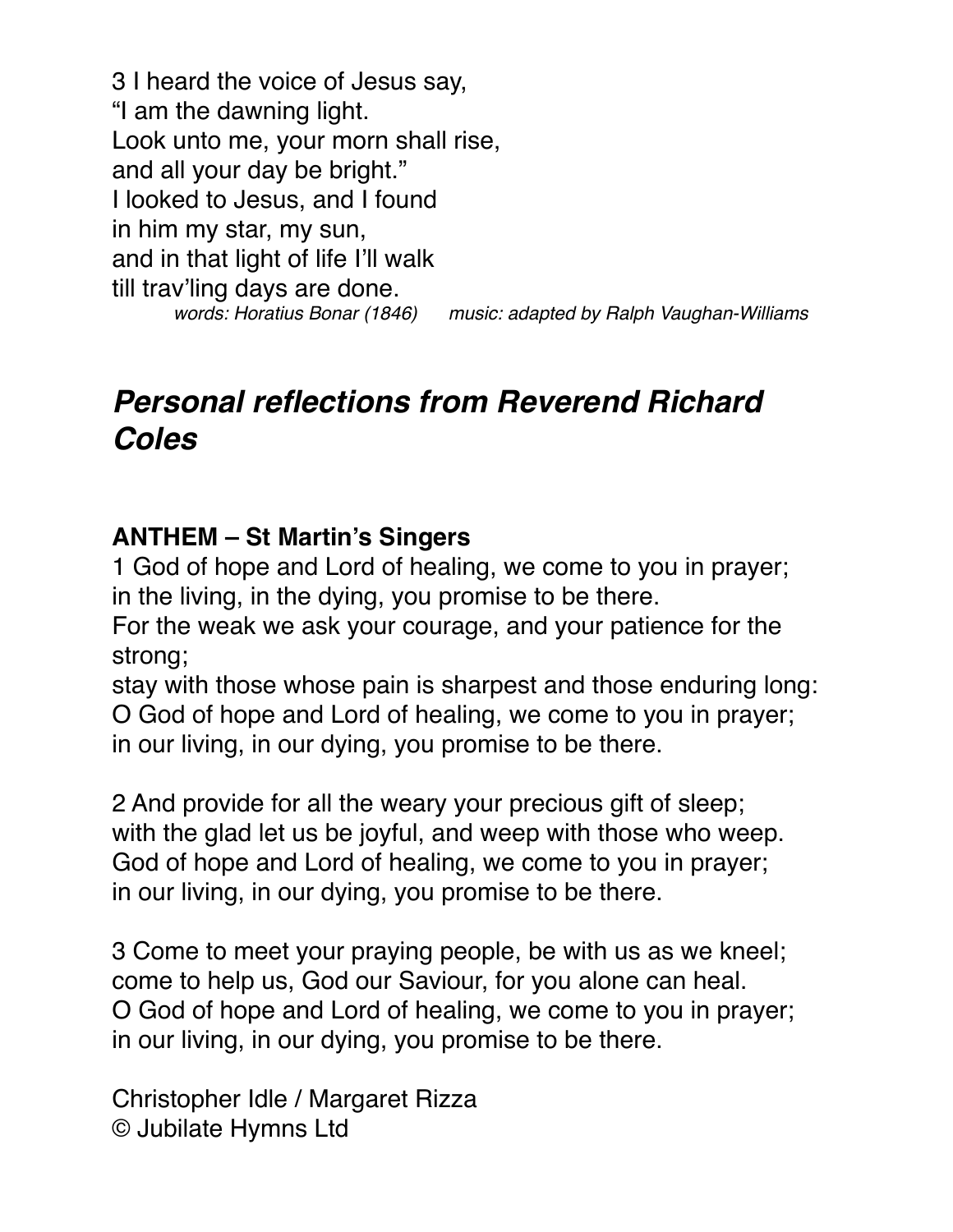3 I heard the voice of Jesus say,
"I am the dawning light.
Look unto me, your morn shall rise,
and all your day be bright."
I looked to Jesus, and I found
in him my star, my sun,
and in that light of life I'll walk
till trav'ling days are done.

*words: Horatius Bonar (1846)      music: adapted by Ralph Vaughan-Williams*

## ***Personal reflections from Reverend Richard Coles***

**ANTHEM – St Martin's Singers**

1 God of hope and Lord of healing, we come to you in prayer;
in the living, in the dying, you promise to be there.
For the weak we ask your courage, and your patience for the strong;
stay with those whose pain is sharpest and those enduring long:
O God of hope and Lord of healing, we come to you in prayer;
in our living, in our dying, you promise to be there.

2 And provide for all the weary your precious gift of sleep;
with the glad let us be joyful, and weep with those who weep.
God of hope and Lord of healing, we come to you in prayer;
in our living, in our dying, you promise to be there.

3 Come to meet your praying people, be with us as we kneel;
come to help us, God our Saviour, for you alone can heal.
O God of hope and Lord of healing, we come to you in prayer;
in our living, in our dying, you promise to be there.

Christopher Idle / Margaret Rizza
© Jubilate Hymns Ltd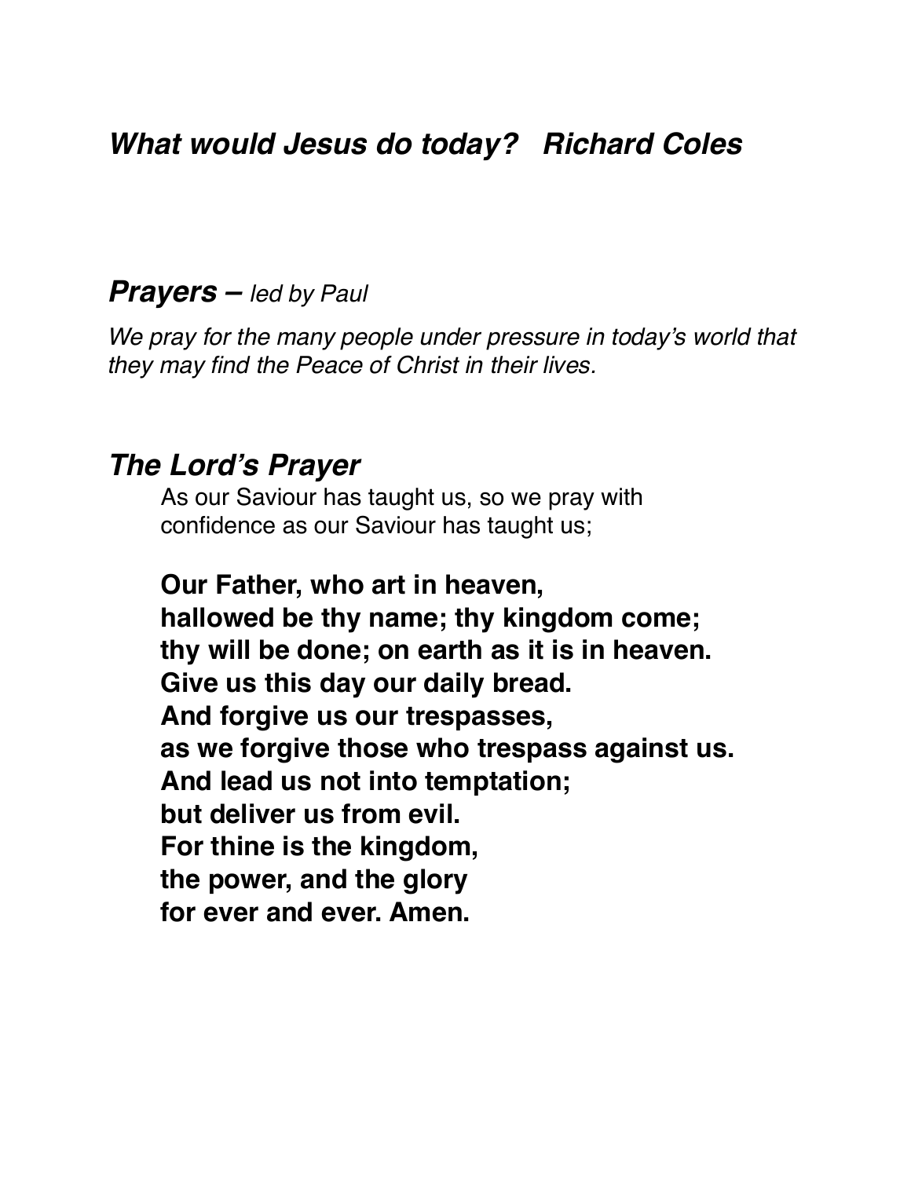## ***What would Jesus do today?   Richard Coles***

## ***Prayers –*** *led by Paul*

*We pray for the many people under pressure in today's world that they may find the Peace of Christ in their lives.*

## ***The Lord's Prayer***

As our Saviour has taught us, so we pray with confidence as our Saviour has taught us;

**Our Father, who art in heaven,**
**hallowed be thy name; thy kingdom come;**
**thy will be done; on earth as it is in heaven.**
**Give us this day our daily bread.**
**And forgive us our trespasses,**
**as we forgive those who trespass against us.**
**And lead us not into temptation;**
**but deliver us from evil.**
**For thine is the kingdom,**
**the power, and the glory**
**for ever and ever. Amen.**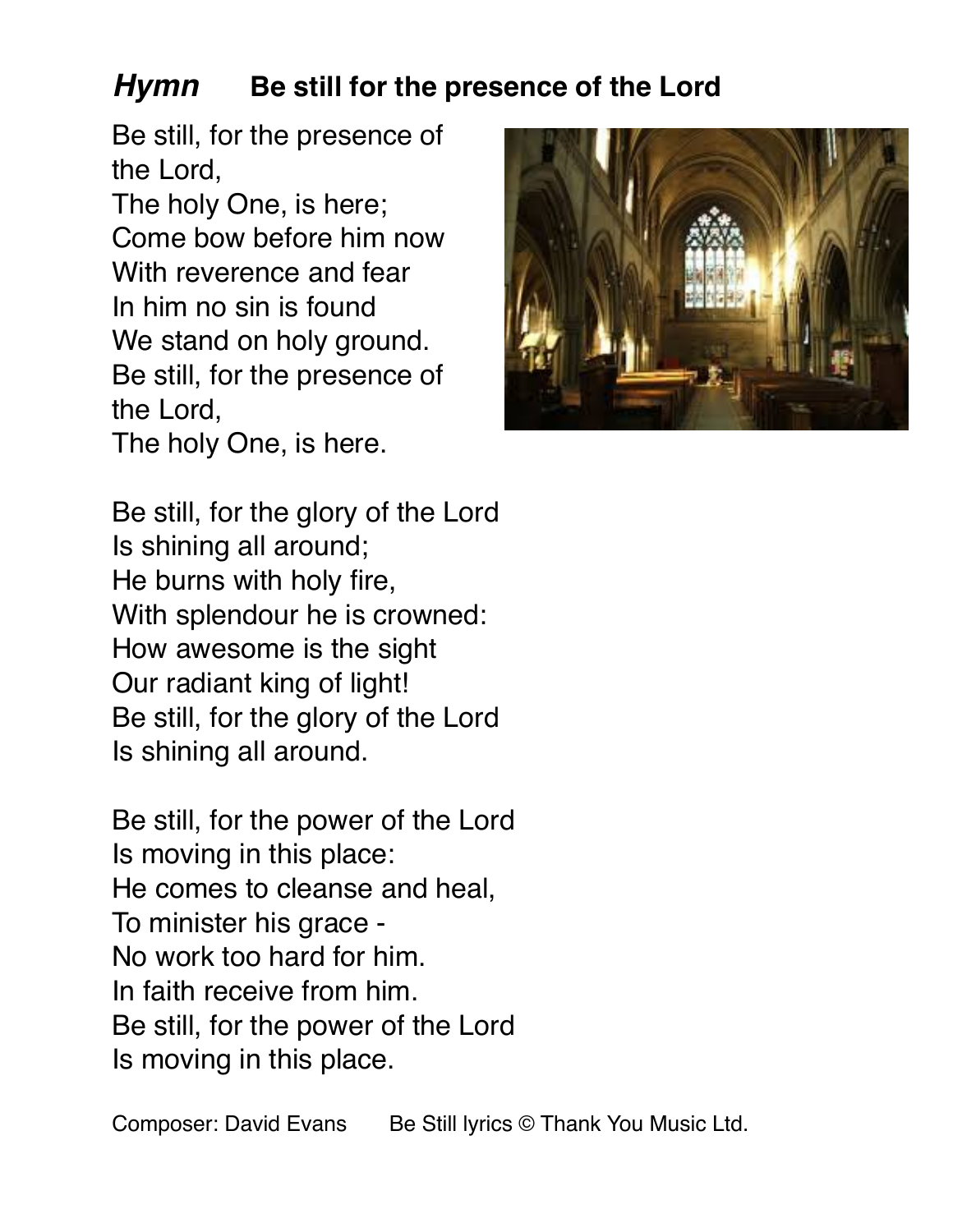## *Hymn* **Be still for the presence of the Lord**

Be still, for the presence of the Lord,
The holy One, is here;
Come bow before him now
With reverence and fear
In him no sin is found
We stand on holy ground.
Be still, for the presence of the Lord,
The holy One, is here.

Be still, for the glory of the Lord
Is shining all around;
He burns with holy fire,
With splendour he is crowned:
How awesome is the sight
Our radiant king of light!
Be still, for the glory of the Lord
Is shining all around.

Be still, for the power of the Lord
Is moving in this place:
He comes to cleanse and heal,
To minister his grace -
No work too hard for him.
In faith receive from him.
Be still, for the power of the Lord
Is moving in this place.

Composer: David Evans Be Still lyrics © Thank You Music Ltd.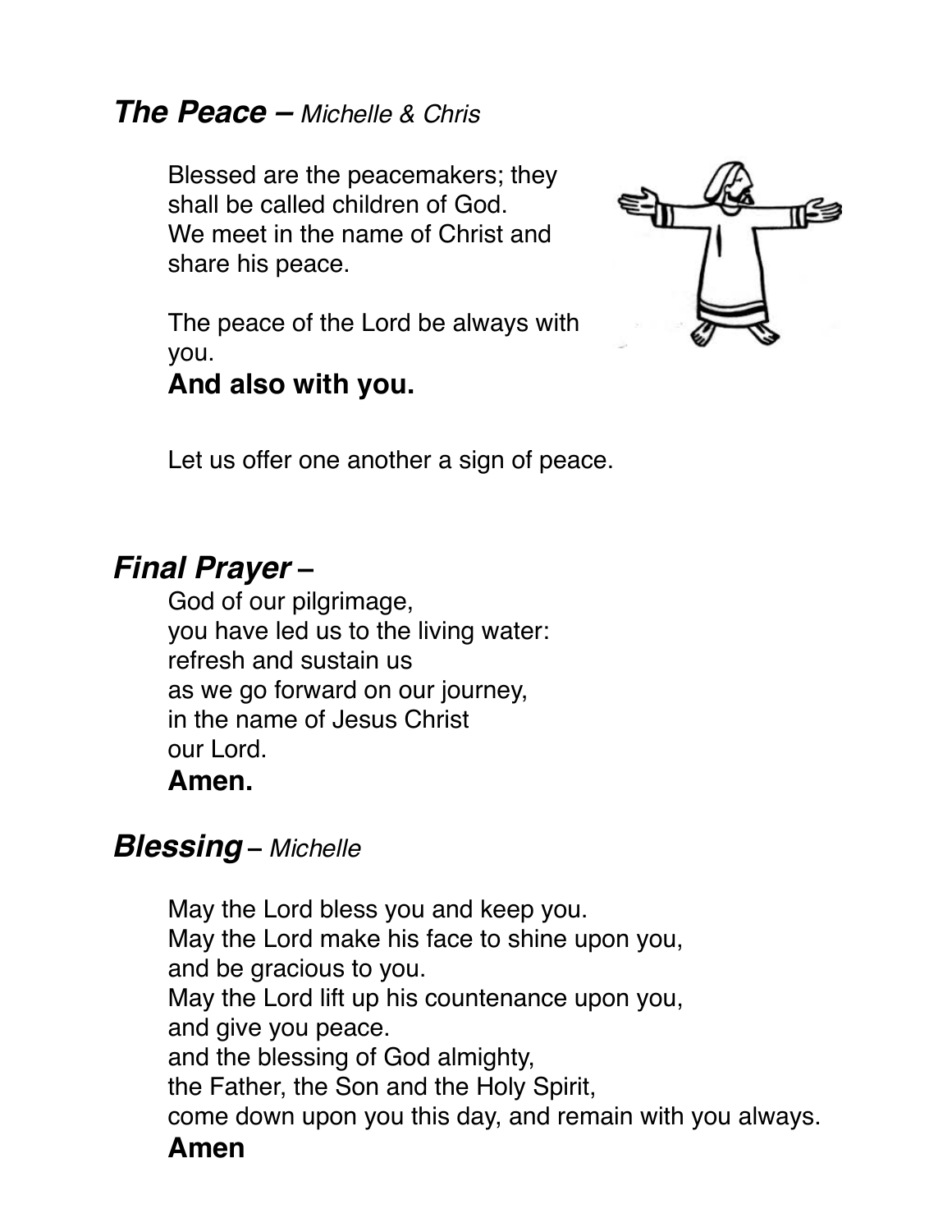## ***The Peace –*** *Michelle & Chris*

Blessed are the peacemakers; they shall be called children of God.
We meet in the name of Christ and share his peace.

The peace of the Lord be always with you.
**And also with you.**

Let us offer one another a sign of peace.

## ***Final Prayer –***

God of our pilgrimage,
you have led us to the living water:
refresh and sustain us
as we go forward on our journey,
in the name of Jesus Christ
our Lord.
**Amen.**

## ***Blessing –*** *Michelle*

May the Lord bless you and keep you.
May the Lord make his face to shine upon you,
and be gracious to you.
May the Lord lift up his countenance upon you,
and give you peace.
and the blessing of God almighty,
the Father, the Son and the Holy Spirit,
come down upon you this day, and remain with you always.
**Amen**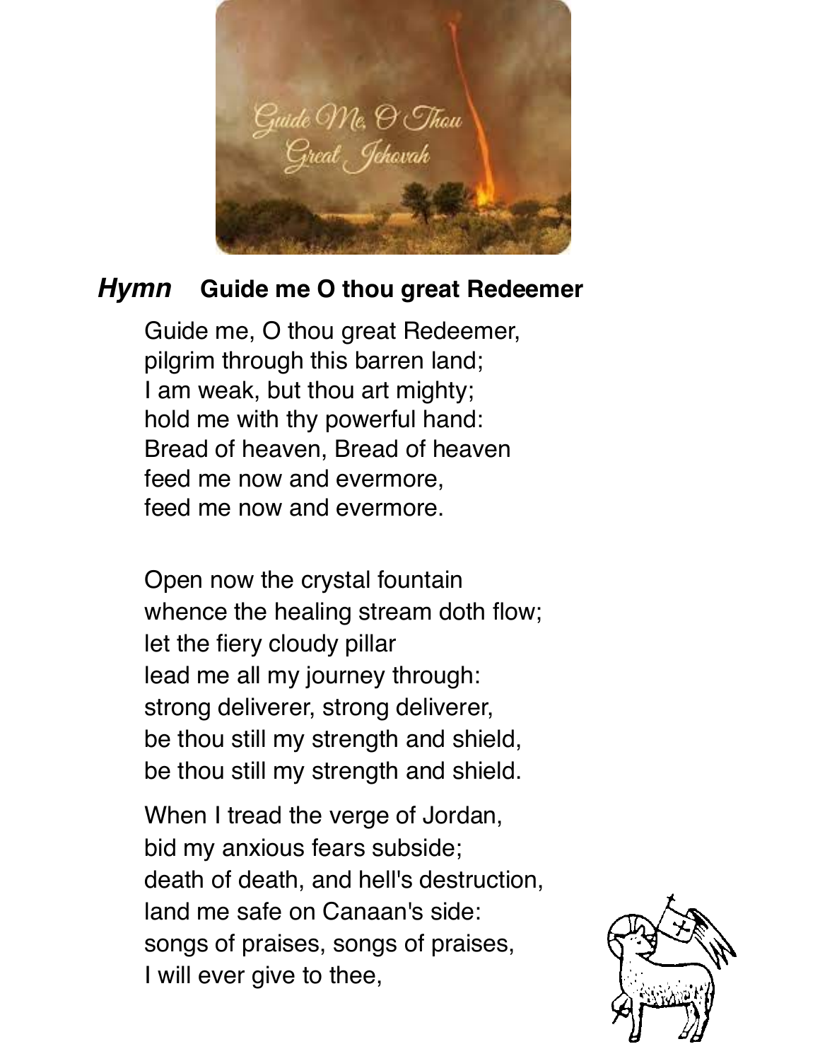***Hymn*** **Guide me O thou great Redeemer**

Guide me, O thou great Redeemer,
pilgrim through this barren land;
I am weak, but thou art mighty;
hold me with thy powerful hand:
Bread of heaven, Bread of heaven
feed me now and evermore,
feed me now and evermore.

Open now the crystal fountain
whence the healing stream doth flow;
let the fiery cloudy pillar
lead me all my journey through:
strong deliverer, strong deliverer,
be thou still my strength and shield,
be thou still my strength and shield.

When I tread the verge of Jordan,
bid my anxious fears subside;
death of death, and hell's destruction,
land me safe on Canaan's side:
songs of praises, songs of praises,
I will ever give to thee,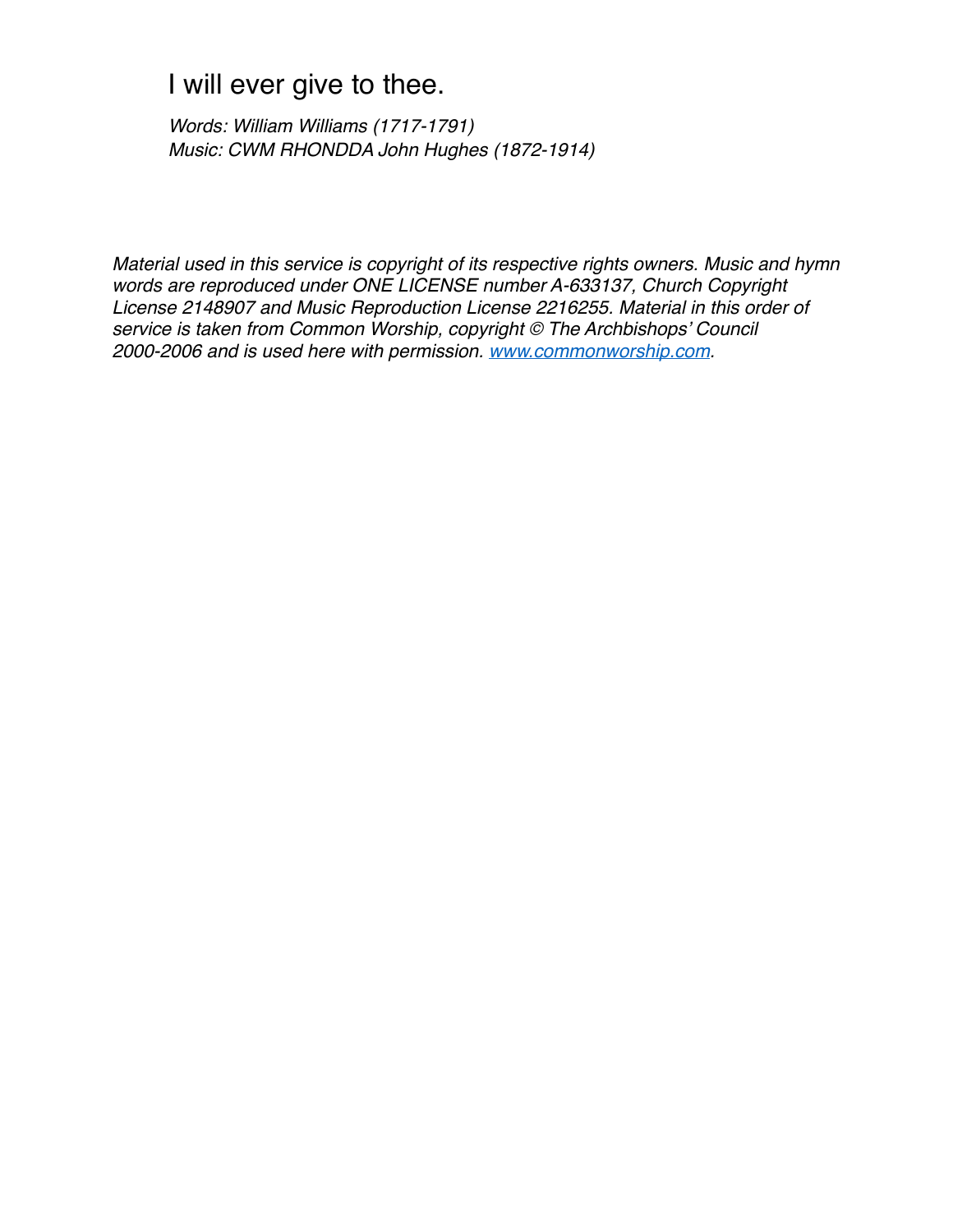I will ever give to thee.

*Words: William Williams (1717-1791)*
*Music: CWM RHONDDA John Hughes (1872-1914)*

*Material used in this service is copyright of its respective rights owners. Music and hymn words are reproduced under ONE LICENSE number A-633137, Church Copyright License 2148907 and Music Reproduction License 2216255. Material in this order of service is taken from Common Worship, copyright © The Archbishops' Council 2000-2006 and is used here with permission. [www.commonworship.com](http://www.commonworship.com).*